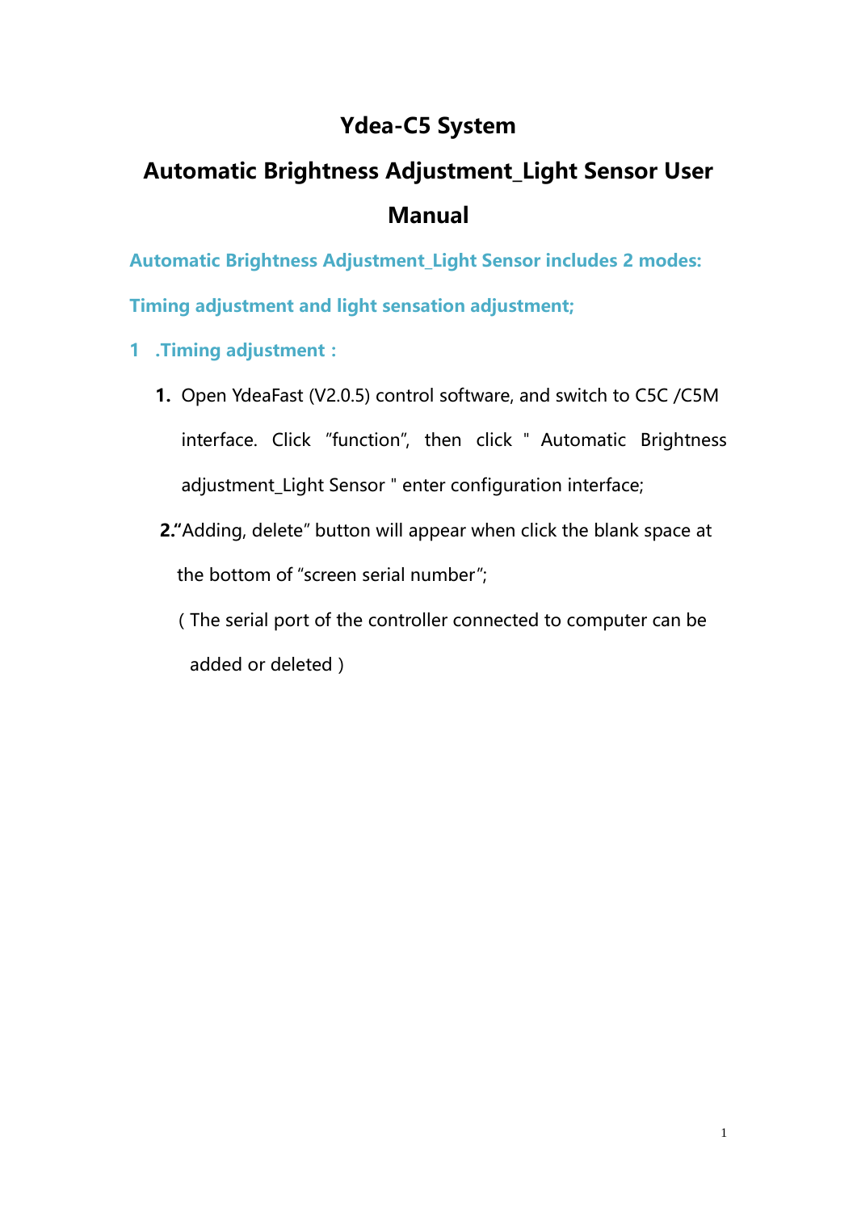# Ydea-C5 System

# Automatic Brightness Adjustment_Light Sensor User Manual

**Automatic Brightness Adjustment_Light Sensor includes 2 modes: Timing adjustment and light sensation adjustment;**

## 1 .Timing adjustment :

**1.** Open YdeaFast (V2.0.5) control software, and switch to C5C /C5M interface. Click "function", then click " Automatic Brightness adjustment_Light Sensor " enter configuration interface;

**2.**"Adding, delete" button will appear when click the blank space at the bottom of "screen serial number";

( The serial port of the controller connected to computer can be added or deleted )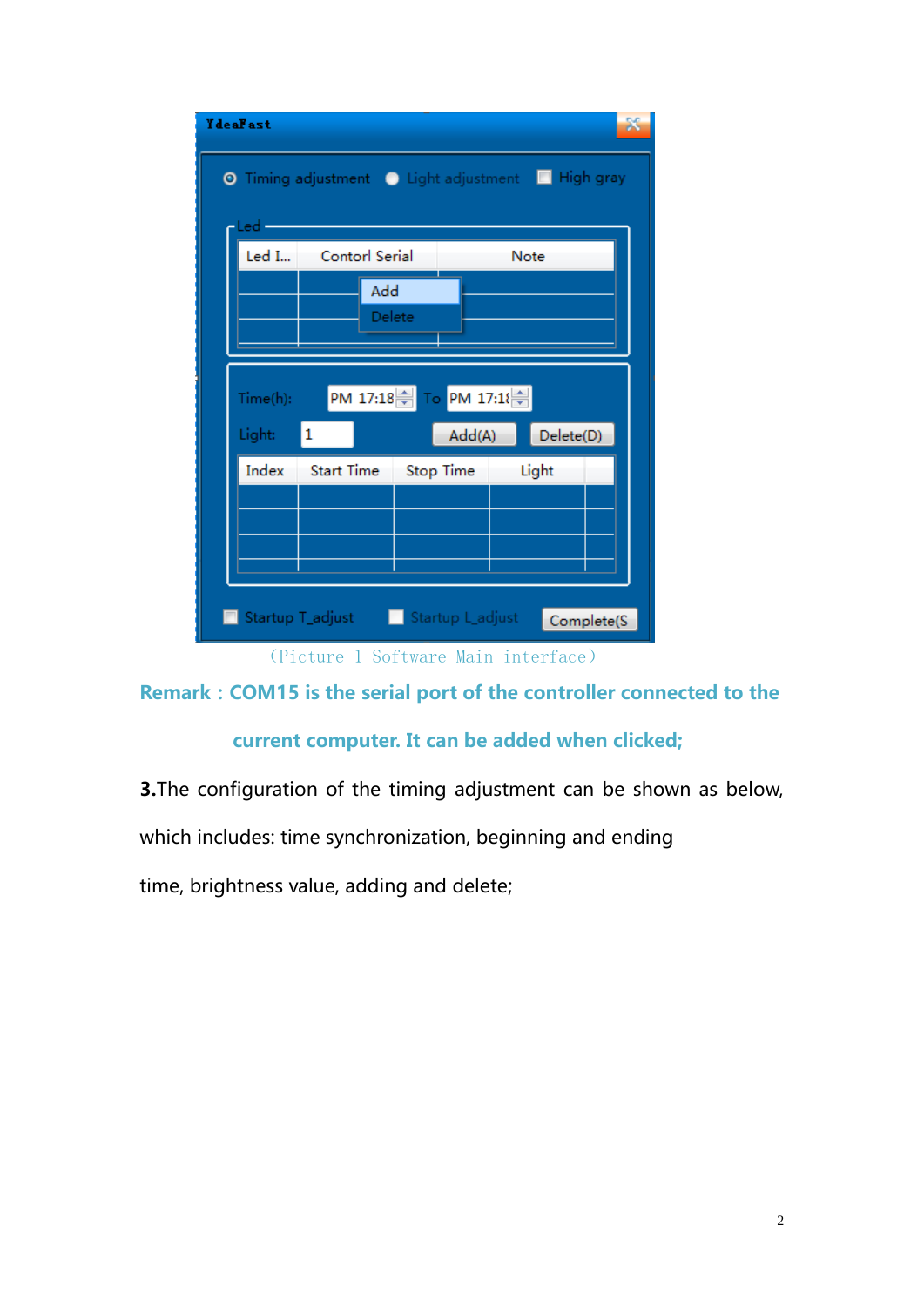(Picture 1 Software Main interface)

**Remark : COM15 is the serial port of the controller connected to the current computer. It can be added when clicked;**

**3.** The configuration of the timing adjustment can be shown as below, which includes: time synchronization, beginning and ending time, brightness value, adding and delete;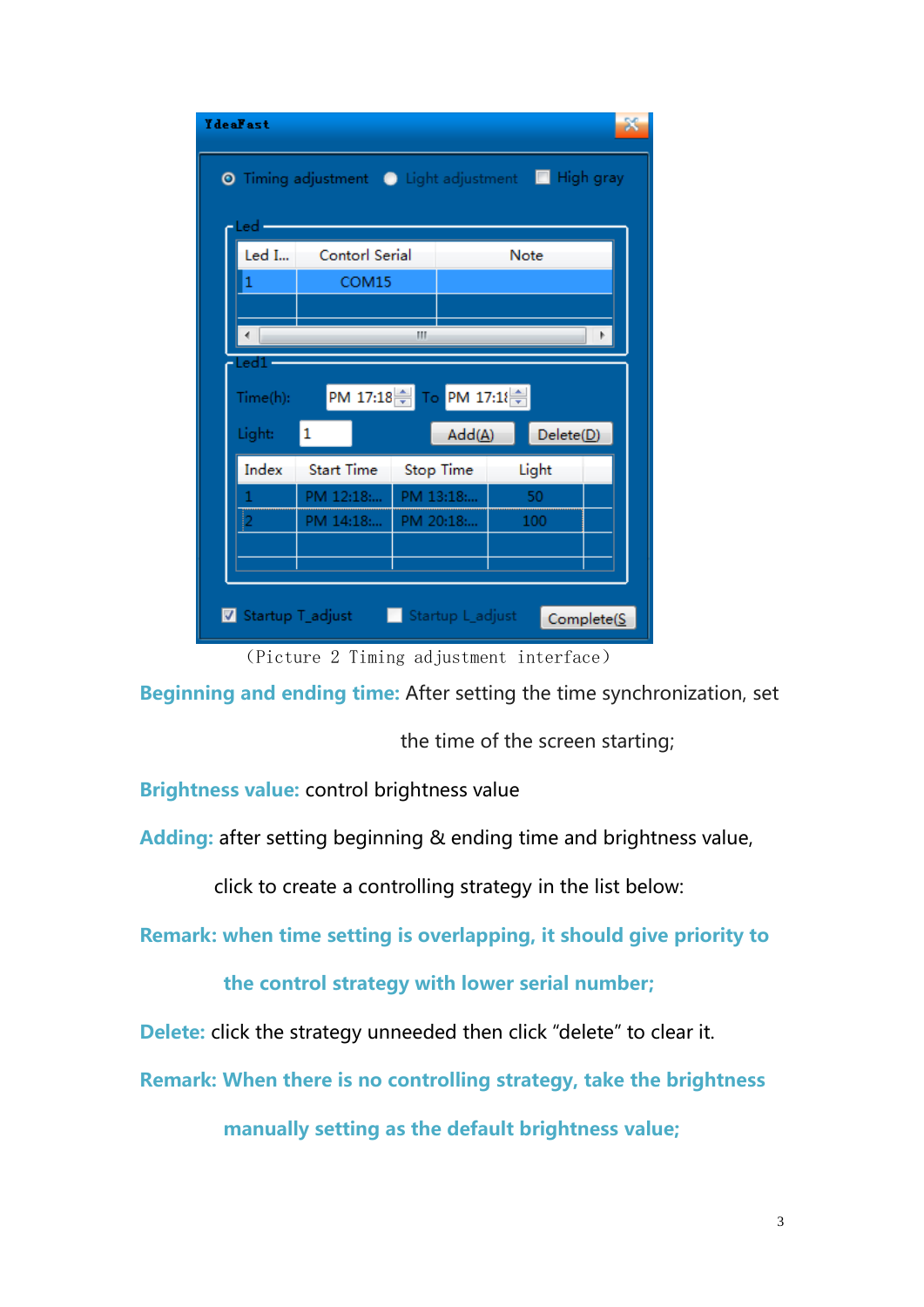(Picture 2 Timing adjustment interface)

**Beginning and ending time:** After setting the time synchronization, set the time of the screen starting;

**Brightness value:** control brightness value

**Adding:** after setting beginning & ending time and brightness value, click to create a controlling strategy in the list below:

**Remark: when time setting is overlapping, it should give priority to the control strategy with lower serial number;**

**Delete:** click the strategy unneeded then click “delete” to clear it.

**Remark: When there is no controlling strategy, take the brightness manually setting as the default brightness value;**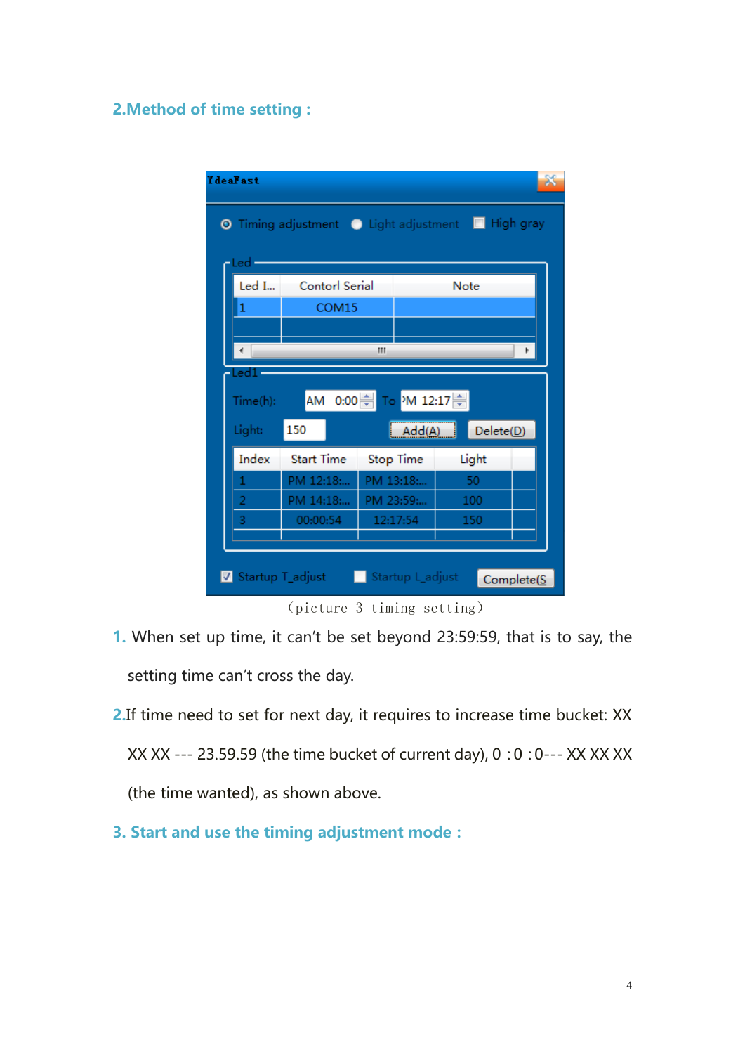## 2.Method of time setting :

(picture 3 timing setting)

1. When set up time, it can't be set beyond 23:59:59, that is to say, the setting time can't cross the day.

2. If time need to set for next day, it requires to increase time bucket: XX XX XX --- 23.59.59 (the time bucket of current day), 0 : 0 : 0--- XX XX XX (the time wanted), as shown above.

## 3. Start and use the timing adjustment mode :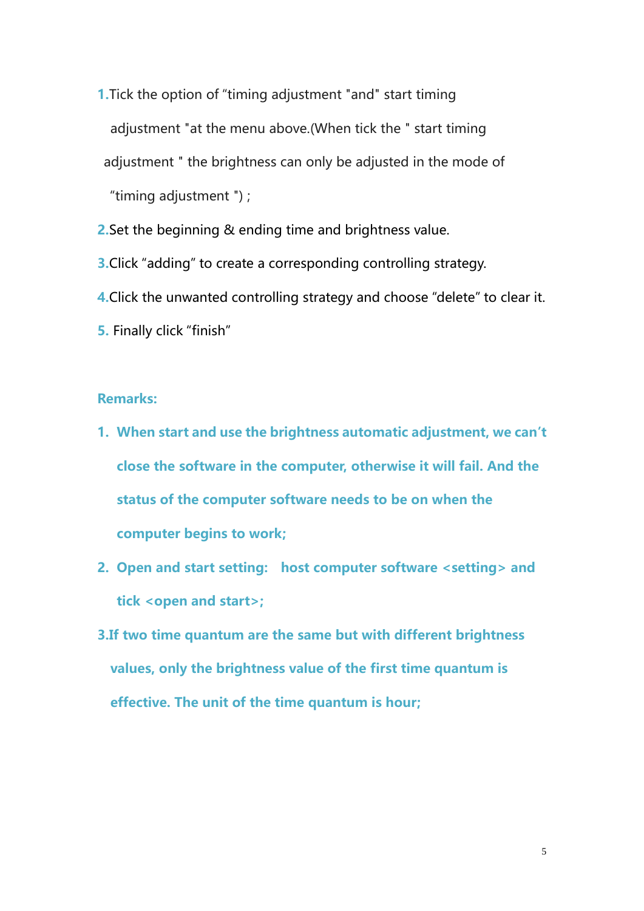1. Tick the option of “timing adjustment "and" start timing adjustment "at the menu above.(When tick the " start timing adjustment " the brightness can only be adjusted in the mode of “timing adjustment ") ;
2. Set the beginning & ending time and brightness value.
3. Click “adding” to create a corresponding controlling strategy.
4. Click the unwanted controlling strategy and choose “delete” to clear it.
5. Finally click “finish”

**Remarks:**

1. **When start and use the brightness automatic adjustment, we can't close the software in the computer, otherwise it will fail. And the status of the computer software needs to be on when the computer begins to work;**
2. **Open and start setting: host computer software <setting> and tick <open and start>;**
3. **If two time quantum are the same but with different brightness values, only the brightness value of the first time quantum is effective. The unit of the time quantum is hour;**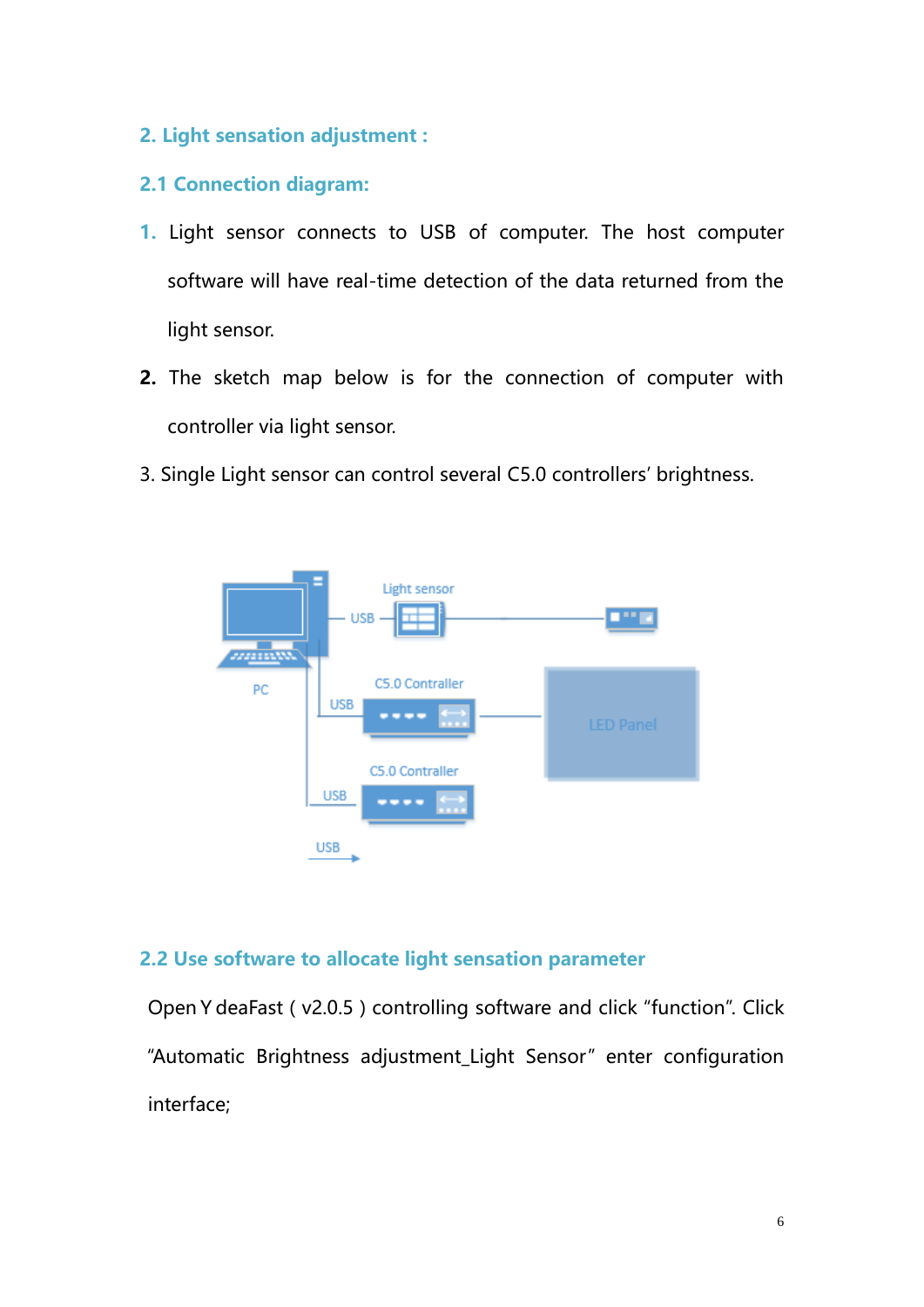## 2. Light sensation adjustment :

### 2.1 Connection diagram:

1. Light sensor connects to USB of computer. The host computer software will have real-time detection of the data returned from the light sensor.
2. The sketch map below is for the connection of computer with controller via light sensor.

3. Single Light sensor can control several C5.0 controllers' brightness.

### 2.2 Use software to allocate light sensation parameter

Open Y deaFast ( v2.0.5 ) controlling software and click "function". Click "Automatic Brightness adjustment_Light Sensor" enter configuration interface;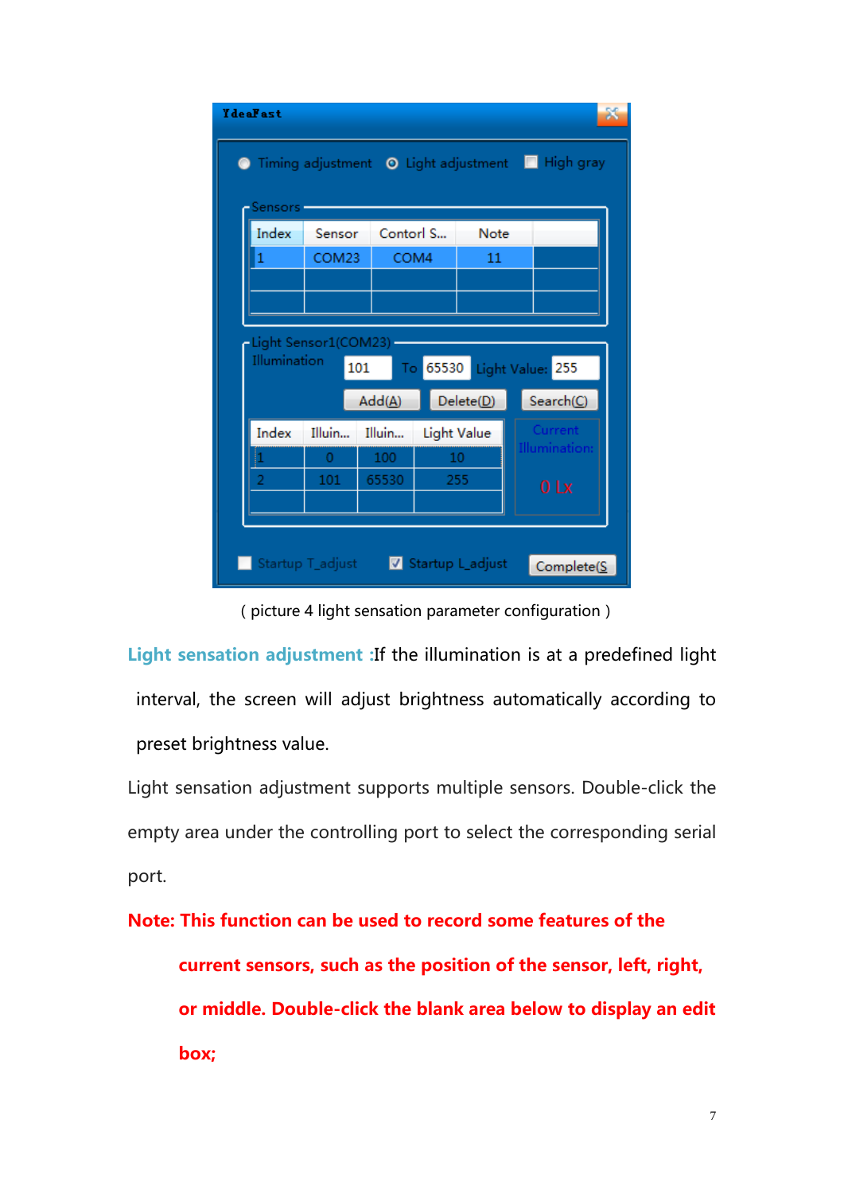( picture 4 light sensation parameter configuration )

**Light sensation adjustment :**If the illumination is at a predefined light interval, the screen will adjust brightness automatically according to preset brightness value.

Light sensation adjustment supports multiple sensors. Double-click the empty area under the controlling port to select the corresponding serial port.

**Note: This function can be used to record some features of the current sensors, such as the position of the sensor, left, right, or middle. Double-click the blank area below to display an edit box;**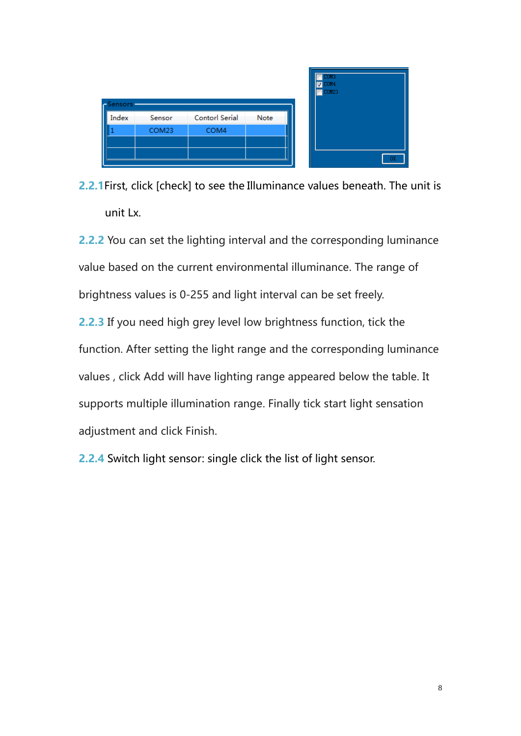2.2.1 First, click [check] to see the Illuminance values beneath. The unit is unit Lx.

2.2.2 You can set the lighting interval and the corresponding luminance value based on the current environmental illuminance. The range of brightness values is 0-255 and light interval can be set freely.

2.2.3 If you need high grey level low brightness function, tick the function. After setting the light range and the corresponding luminance values , click Add will have lighting range appeared below the table. It supports multiple illumination range. Finally tick start light sensation adjustment and click Finish.

2.2.4 Switch light sensor: single click the list of light sensor.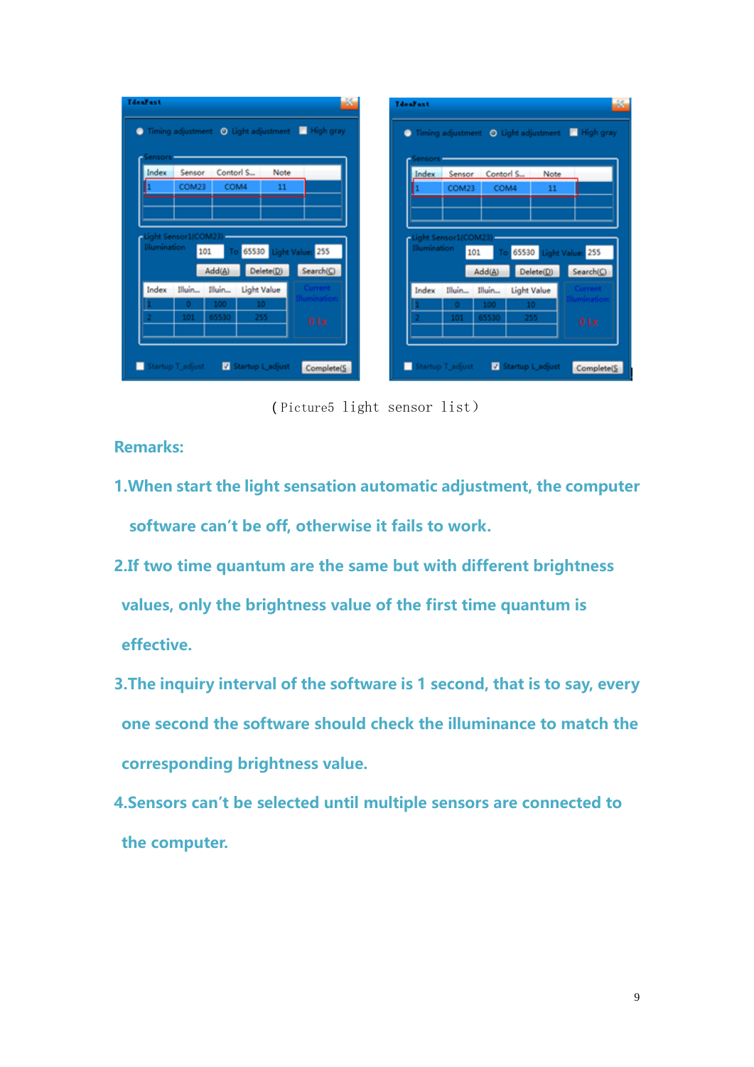(Picture5 light sensor list)

**Remarks:**

1. **When start the light sensation automatic adjustment, the computer software can't be off, otherwise it fails to work.**

2. **If two time quantum are the same but with different brightness values, only the brightness value of the first time quantum is effective.**

3. **The inquiry interval of the software is 1 second, that is to say, every one second the software should check the illuminance to match the corresponding brightness value.**

4. **Sensors can't be selected until multiple sensors are connected to the computer.**